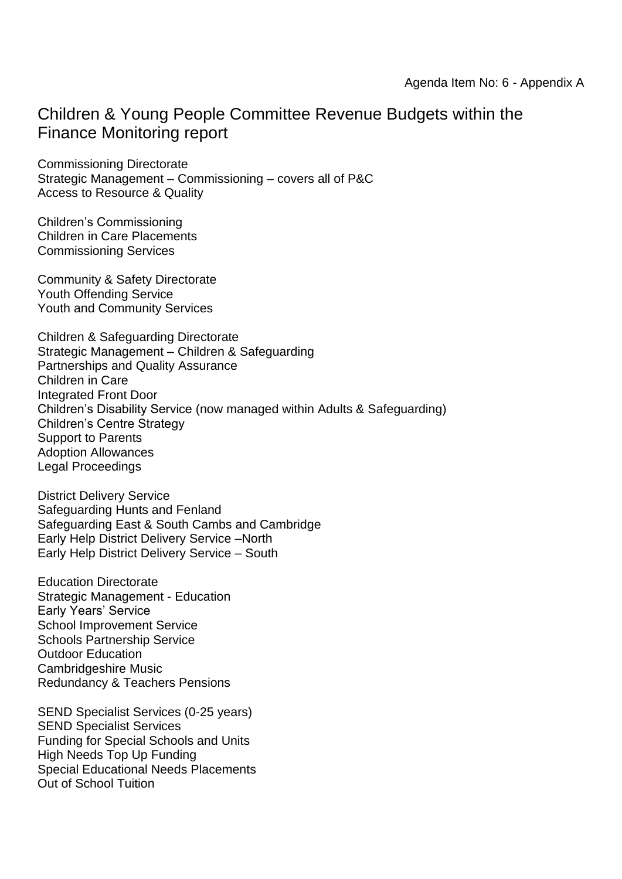Agenda Item No: 6 - Appendix A

# Children & Young People Committee Revenue Budgets within the Finance Monitoring report

Commissioning Directorate
Strategic Management – Commissioning – covers all of P&C
Access to Resource & Quality

Children's Commissioning
Children in Care Placements
Commissioning Services

Community & Safety Directorate
Youth Offending Service
Youth and Community Services

Children & Safeguarding Directorate
Strategic Management – Children & Safeguarding
Partnerships and Quality Assurance
Children in Care
Integrated Front Door
Children's Disability Service (now managed within Adults & Safeguarding)
Children's Centre Strategy
Support to Parents
Adoption Allowances
Legal Proceedings

District Delivery Service
Safeguarding Hunts and Fenland
Safeguarding East & South Cambs and Cambridge
Early Help District Delivery Service –North
Early Help District Delivery Service – South

Education Directorate
Strategic Management - Education
Early Years' Service
School Improvement Service
Schools Partnership Service
Outdoor Education
Cambridgeshire Music
Redundancy & Teachers Pensions

SEND Specialist Services (0-25 years)
SEND Specialist Services
Funding for Special Schools and Units
High Needs Top Up Funding
Special Educational Needs Placements
Out of School Tuition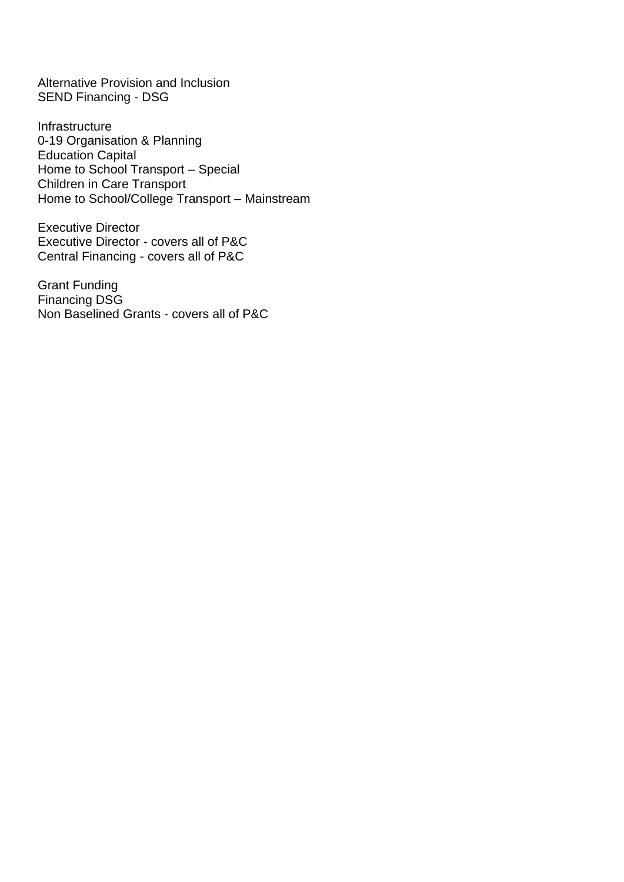Alternative Provision and Inclusion
SEND Financing - DSG

Infrastructure
0-19 Organisation & Planning
Education Capital
Home to School Transport – Special
Children in Care Transport
Home to School/College Transport – Mainstream

Executive Director
Executive Director - covers all of P&C
Central Financing - covers all of P&C

Grant Funding
Financing DSG
Non Baselined Grants - covers all of P&C